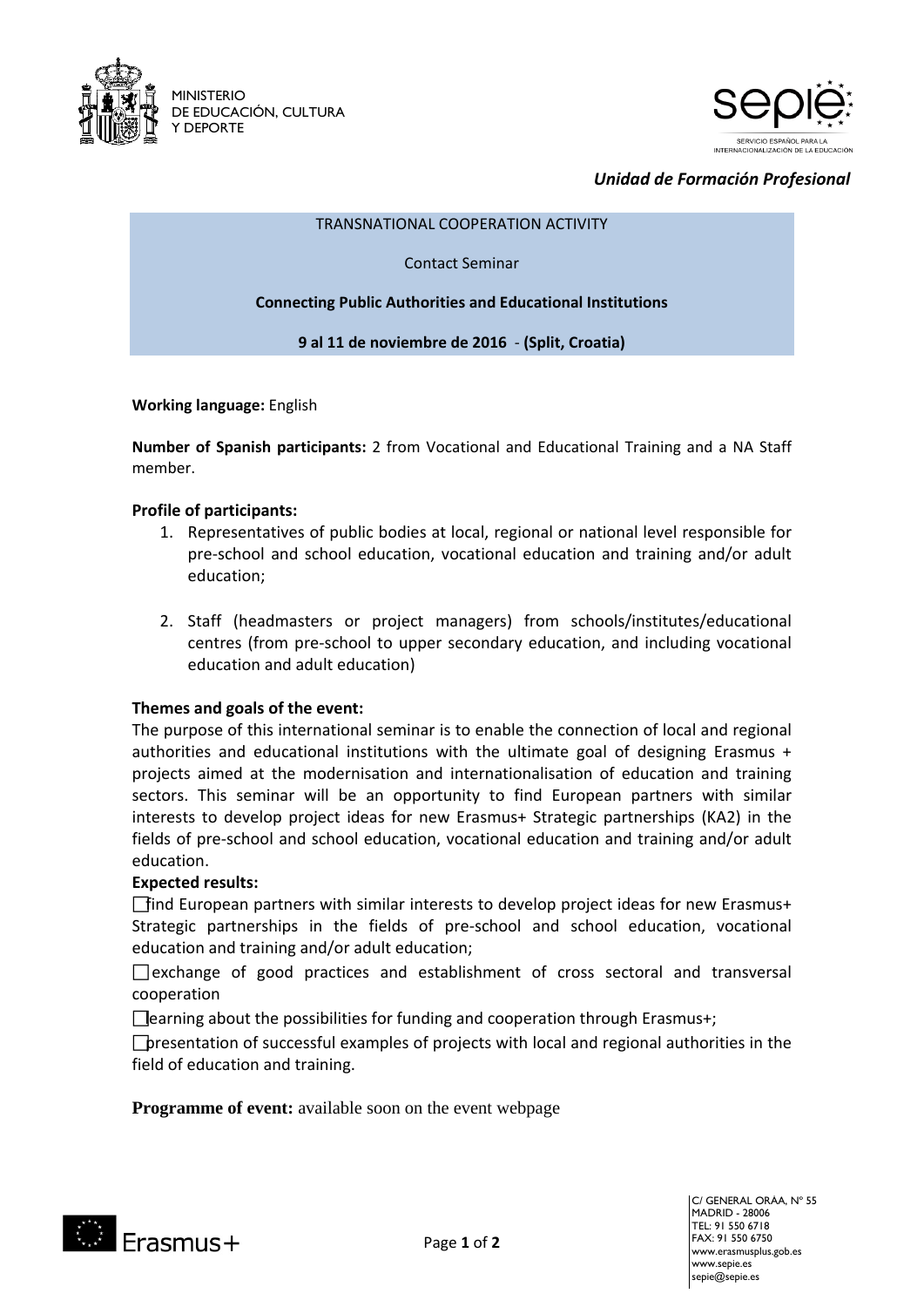MINISTERIO
DE EDUCACIÓN, CULTURA
Y DEPORTE

SERVICIO ESPAÑOL PARA LA INTERNACIONALIZACIÓN DE LA EDUCACIÓN

*Unidad de Formación Profesional*

TRANSNATIONAL COOPERATION ACTIVITY

Contact Seminar

**Connecting Public Authorities and Educational Institutions**

**9 al 11 de noviembre de 2016 - (Split, Croatia)**

**Working language:** English

**Number of Spanish participants:** 2 from Vocational and Educational Training and a NA Staff member.

**Profile of participants:**

1. Representatives of public bodies at local, regional or national level responsible for pre-school and school education, vocational education and training and/or adult education;

2. Staff (headmasters or project managers) from schools/institutes/educational centres (from pre-school to upper secondary education, and including vocational education and adult education)

**Themes and goals of the event:**

The purpose of this international seminar is to enable the connection of local and regional authorities and educational institutions with the ultimate goal of designing Erasmus + projects aimed at the modernisation and internationalisation of education and training sectors. This seminar will be an opportunity to find European partners with similar interests to develop project ideas for new Erasmus+ Strategic partnerships (KA2) in the fields of pre-school and school education, vocational education and training and/or adult education.

**Expected results:**

- find European partners with similar interests to develop project ideas for new Erasmus+ Strategic partnerships in the fields of pre-school and school education, vocational education and training and/or adult education;
- exchange of good practices and establishment of cross sectoral and transversal cooperation
- learning about the possibilities for funding and cooperation through Erasmus+;
- presentation of successful examples of projects with local and regional authorities in the field of education and training.

**Programme of event:** available soon on the event webpage

C/ GENERAL ORAA, Nº 55
MADRID - 28006
TEL: 91 550 6718
FAX: 91 550 6750
www.erasmusplus.gob.es
www.sepie.es
sepie@sepie.es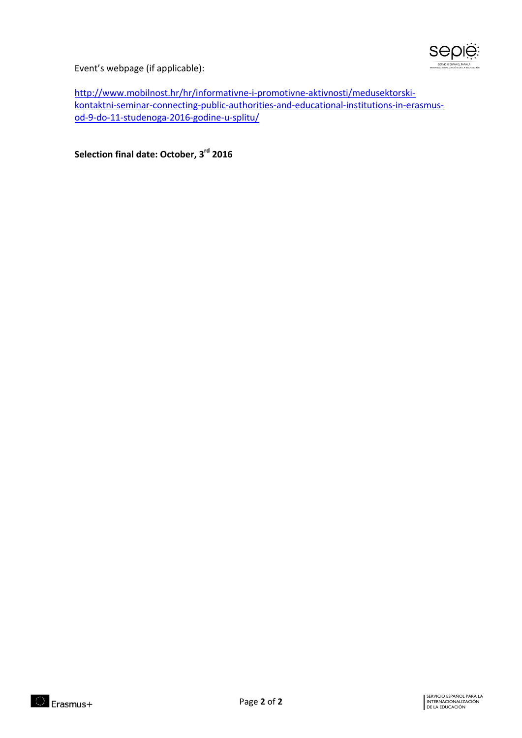Event's webpage (if applicable):

http://www.mobilnost.hr/hr/informativne-i-promotivne-aktivnosti/medusektorski-kontaktni-seminar-connecting-public-authorities-and-educational-institutions-in-erasmus-od-9-do-11-studenoga-2016-godine-u-splitu/

**Selection final date: October, 3rd 2016**